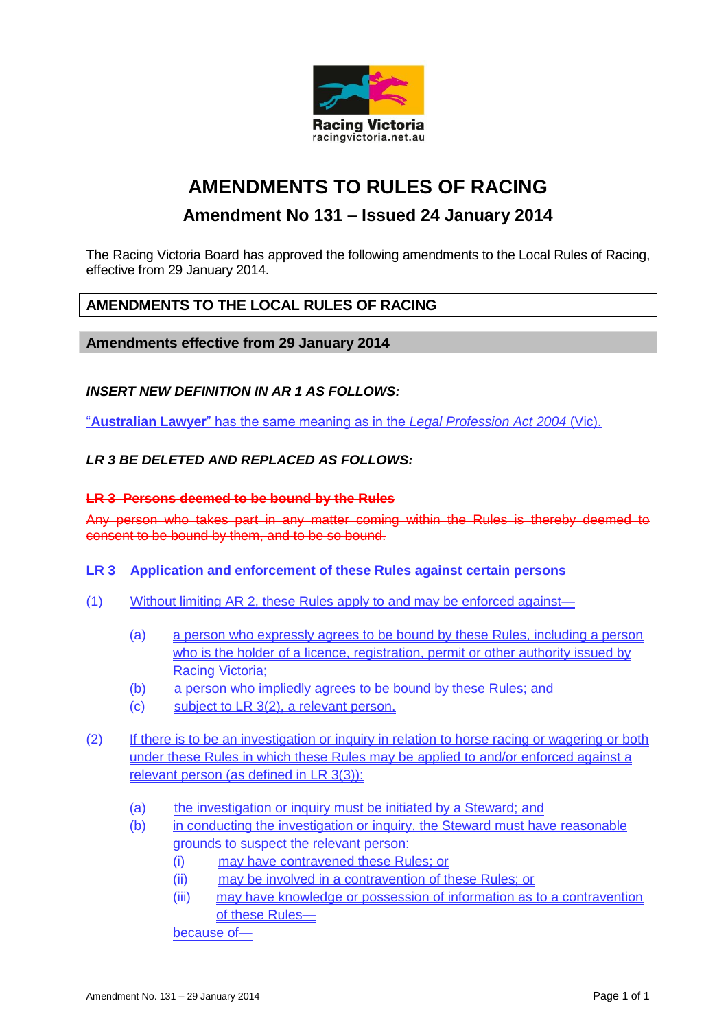Racing Victoria
racingvictoria.net.au

# AMENDMENTS TO RULES OF RACING

## Amendment No 131 – Issued 24 January 2014

The Racing Victoria Board has approved the following amendments to the Local Rules of Racing, effective from 29 January 2014.

### AMENDMENTS TO THE LOCAL RULES OF RACING

### Amendments effective from 29 January 2014

***INSERT NEW DEFINITION IN AR 1 AS FOLLOWS:***

"**Australian Lawyer**" has the same meaning as in the *Legal Profession Act 2004* (Vic).

***LR 3 BE DELETED AND REPLACED AS FOLLOWS:***

~~**LR 3 Persons deemed to be bound by the Rules**~~

~~Any person who takes part in any matter coming within the Rules is thereby deemed to consent to be bound by them, and to be so bound.~~

**LR 3 Application and enforcement of these Rules against certain persons**

(1) Without limiting AR 2, these Rules apply to and may be enforced against—

(a) a person who expressly agrees to be bound by these Rules, including a person who is the holder of a licence, registration, permit or other authority issued by Racing Victoria;

(b) a person who impliedly agrees to be bound by these Rules; and

(c) subject to LR 3(2), a relevant person.

(2) If there is to be an investigation or inquiry in relation to horse racing or wagering or both under these Rules in which these Rules may be applied to and/or enforced against a relevant person (as defined in LR 3(3)):

(a) the investigation or inquiry must be initiated by a Steward; and

(b) in conducting the investigation or inquiry, the Steward must have reasonable grounds to suspect the relevant person:

(i) may have contravened these Rules; or

(ii) may be involved in a contravention of these Rules; or

(iii) may have knowledge or possession of information as to a contravention of these Rules—

because of—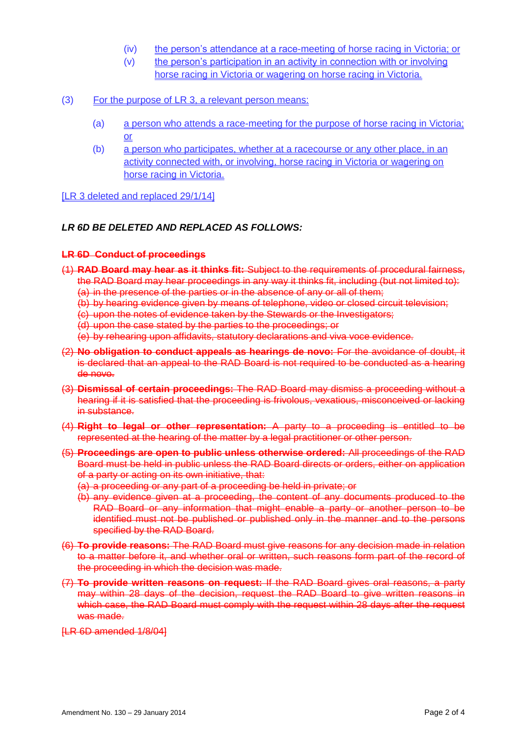(iv) the person's attendance at a race-meeting of horse racing in Victoria; or

(v) the person's participation in an activity in connection with or involving horse racing in Victoria or wagering on horse racing in Victoria.

(3) For the purpose of LR 3, a relevant person means:

(a) a person who attends a race-meeting for the purpose of horse racing in Victoria; or

(b) a person who participates, whether at a racecourse or any other place, in an activity connected with, or involving, horse racing in Victoria or wagering on horse racing in Victoria.

[LR 3 deleted and replaced 29/1/14]

***LR 6D BE DELETED AND REPLACED AS FOLLOWS:***

~~**LR 6D Conduct of proceedings**~~

~~(1) **RAD Board may hear as it thinks fit:** Subject to the requirements of procedural fairness, the RAD Board may hear proceedings in any way it thinks fit, including (but not limited to):~~
~~(a) in the presence of the parties or in the absence of any or all of them;~~
~~(b) by hearing evidence given by means of telephone, video or closed circuit television;~~
~~(c) upon the notes of evidence taken by the Stewards or the Investigators;~~
~~(d) upon the case stated by the parties to the proceedings; or~~
~~(e) by rehearing upon affidavits, statutory declarations and viva voce evidence.~~

~~(2) **No obligation to conduct appeals as hearings de novo:** For the avoidance of doubt, it is declared that an appeal to the RAD Board is not required to be conducted as a hearing de novo.~~

~~(3) **Dismissal of certain proceedings:** The RAD Board may dismiss a proceeding without a hearing if it is satisfied that the proceeding is frivolous, vexatious, misconceived or lacking in substance.~~

~~(4) **Right to legal or other representation:** A party to a proceeding is entitled to be represented at the hearing of the matter by a legal practitioner or other person.~~

~~(5) **Proceedings are open to public unless otherwise ordered:** All proceedings of the RAD Board must be held in public unless the RAD Board directs or orders, either on application of a party or acting on its own initiative, that:~~
~~(a) a proceeding or any part of a proceeding be held in private; or~~
~~(b) any evidence given at a proceeding, the content of any documents produced to the RAD Board or any information that might enable a party or another person to be identified must not be published or published only in the manner and to the persons specified by the RAD Board.~~

~~(6) **To provide reasons:** The RAD Board must give reasons for any decision made in relation to a matter before it, and whether oral or written, such reasons form part of the record of the proceeding in which the decision was made.~~

~~(7) **To provide written reasons on request:** If the RAD Board gives oral reasons, a party may within 28 days of the decision, request the RAD Board to give written reasons in which case, the RAD Board must comply with the request within 28 days after the request was made.~~

~~[LR 6D amended 1/8/04]~~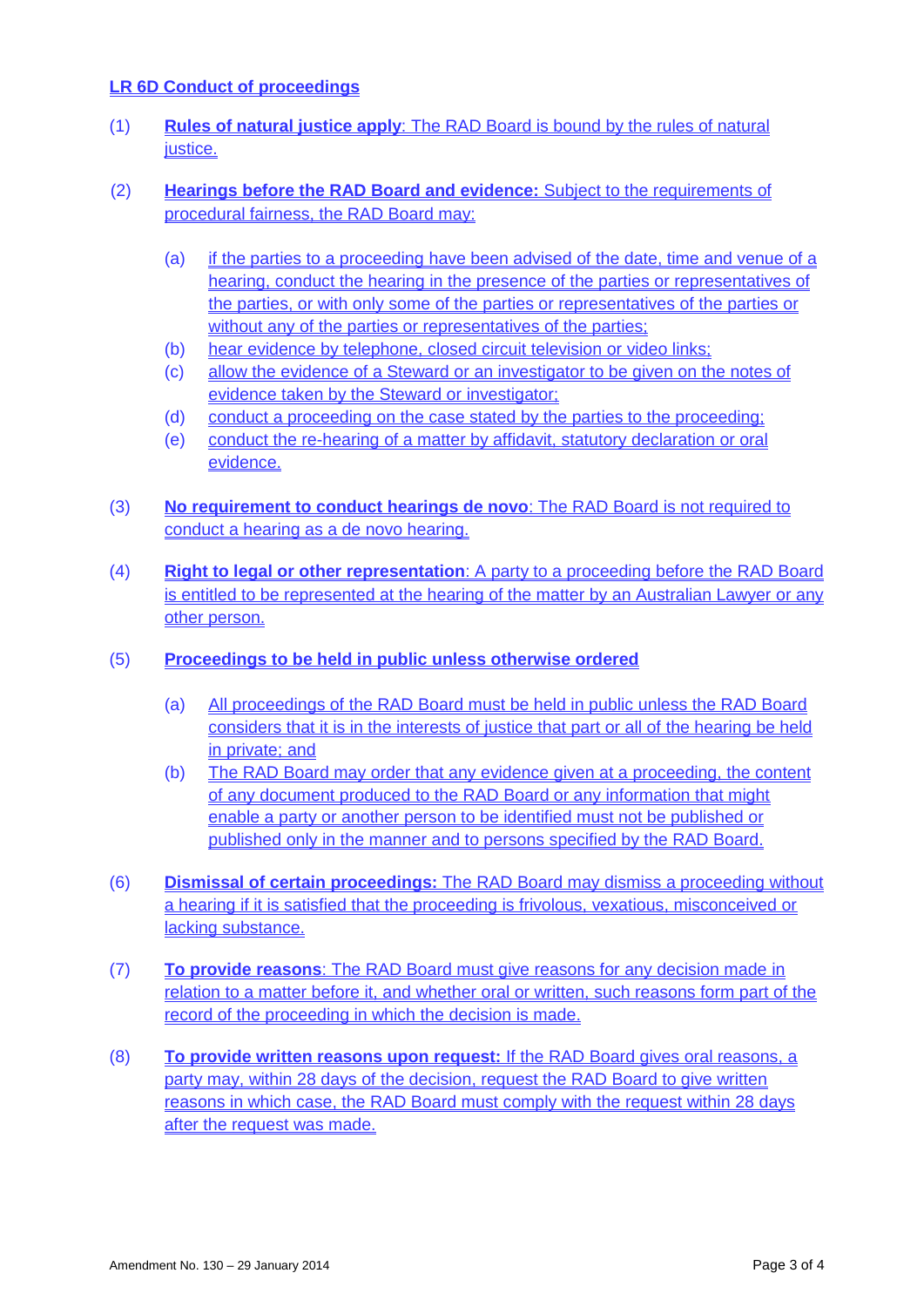## LR 6D Conduct of proceedings

(1) **Rules of natural justice apply**: The RAD Board is bound by the rules of natural justice.

(2) **Hearings before the RAD Board and evidence:** Subject to the requirements of procedural fairness, the RAD Board may:

- (a) if the parties to a proceeding have been advised of the date, time and venue of a hearing, conduct the hearing in the presence of the parties or representatives of the parties, or with only some of the parties or representatives of the parties or without any of the parties or representatives of the parties;
- (b) hear evidence by telephone, closed circuit television or video links;
- (c) allow the evidence of a Steward or an investigator to be given on the notes of evidence taken by the Steward or investigator;
- (d) conduct a proceeding on the case stated by the parties to the proceeding;
- (e) conduct the re-hearing of a matter by affidavit, statutory declaration or oral evidence.

(3) **No requirement to conduct hearings de novo**: The RAD Board is not required to conduct a hearing as a de novo hearing.

(4) **Right to legal or other representation**: A party to a proceeding before the RAD Board is entitled to be represented at the hearing of the matter by an Australian Lawyer or any other person.

(5) **Proceedings to be held in public unless otherwise ordered**

- (a) All proceedings of the RAD Board must be held in public unless the RAD Board considers that it is in the interests of justice that part or all of the hearing be held in private; and
- (b) The RAD Board may order that any evidence given at a proceeding, the content of any document produced to the RAD Board or any information that might enable a party or another person to be identified must not be published or published only in the manner and to persons specified by the RAD Board.

(6) **Dismissal of certain proceedings:** The RAD Board may dismiss a proceeding without a hearing if it is satisfied that the proceeding is frivolous, vexatious, misconceived or lacking substance.

(7) **To provide reasons**: The RAD Board must give reasons for any decision made in relation to a matter before it, and whether oral or written, such reasons form part of the record of the proceeding in which the decision is made.

(8) **To provide written reasons upon request:** If the RAD Board gives oral reasons, a party may, within 28 days of the decision, request the RAD Board to give written reasons in which case, the RAD Board must comply with the request within 28 days after the request was made.

Amendment No. 130 – 29 January 2014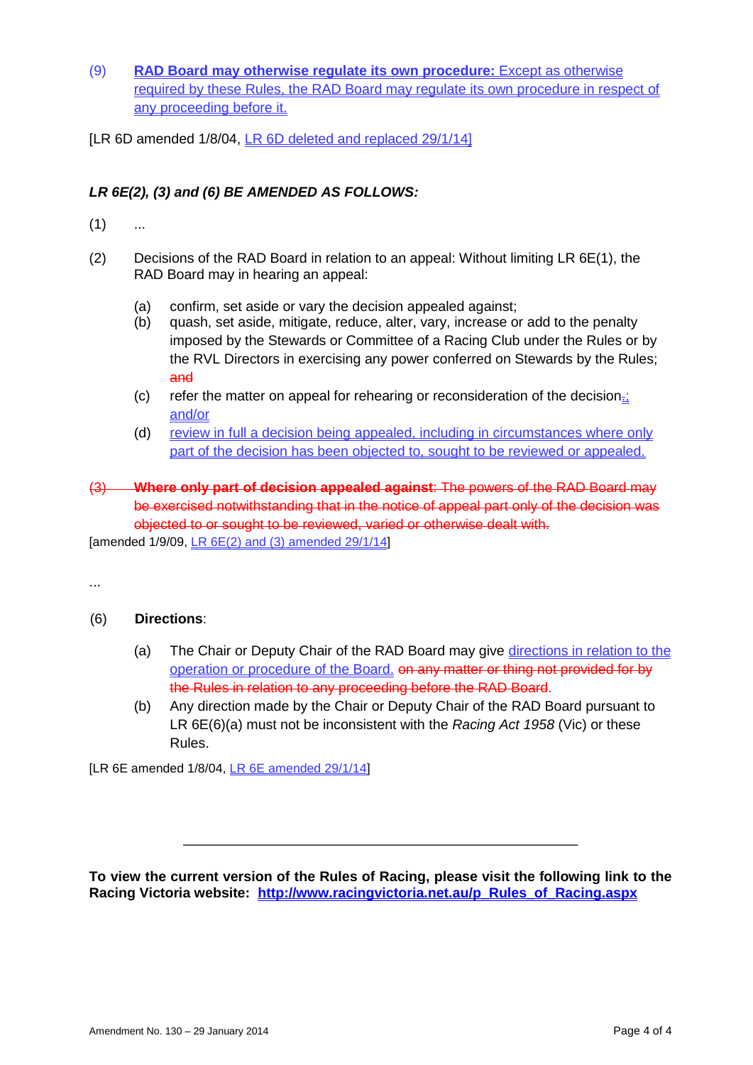(9) **RAD Board may otherwise regulate its own procedure:** Except as otherwise required by these Rules, the RAD Board may regulate its own procedure in respect of any proceeding before it.

[LR 6D amended 1/8/04, LR 6D deleted and replaced 29/1/14]

***LR 6E(2), (3) and (6) BE AMENDED AS FOLLOWS:***

(1) ...

(2) Decisions of the RAD Board in relation to an appeal: Without limiting LR 6E(1), the RAD Board may in hearing an appeal:

- (a) confirm, set aside or vary the decision appealed against;
- (b) quash, set aside, mitigate, reduce, alter, vary, increase or add to the penalty imposed by the Stewards or Committee of a Racing Club under the Rules or by the RVL Directors in exercising any power conferred on Stewards by the Rules; ~~and~~
- (c) refer the matter on appeal for rehearing or reconsideration of the decision~~.~~; and/or
- (d) review in full a decision being appealed, including in circumstances where only part of the decision has been objected to, sought to be reviewed or appealed.

~~(3) **Where only part of decision appealed against**: The powers of the RAD Board may be exercised notwithstanding that in the notice of appeal part only of the decision was objected to or sought to be reviewed, varied or otherwise dealt with.~~

[amended 1/9/09, LR 6E(2) and (3) amended 29/1/14]

...

(6) **Directions**:

- (a) The Chair or Deputy Chair of the RAD Board may give directions in relation to the operation or procedure of the Board. ~~on any matter or thing not provided for by the Rules in relation to any proceeding before the RAD Board.~~
- (b) Any direction made by the Chair or Deputy Chair of the RAD Board pursuant to LR 6E(6)(a) must not be inconsistent with the *Racing Act 1958* (Vic) or these Rules.

[LR 6E amended 1/8/04, LR 6E amended 29/1/14]

---

**To view the current version of the Rules of Racing, please visit the following link to the Racing Victoria website: http://www.racingvictoria.net.au/p_Rules_of_Racing.aspx**

Amendment No. 130 – 29 January 2014